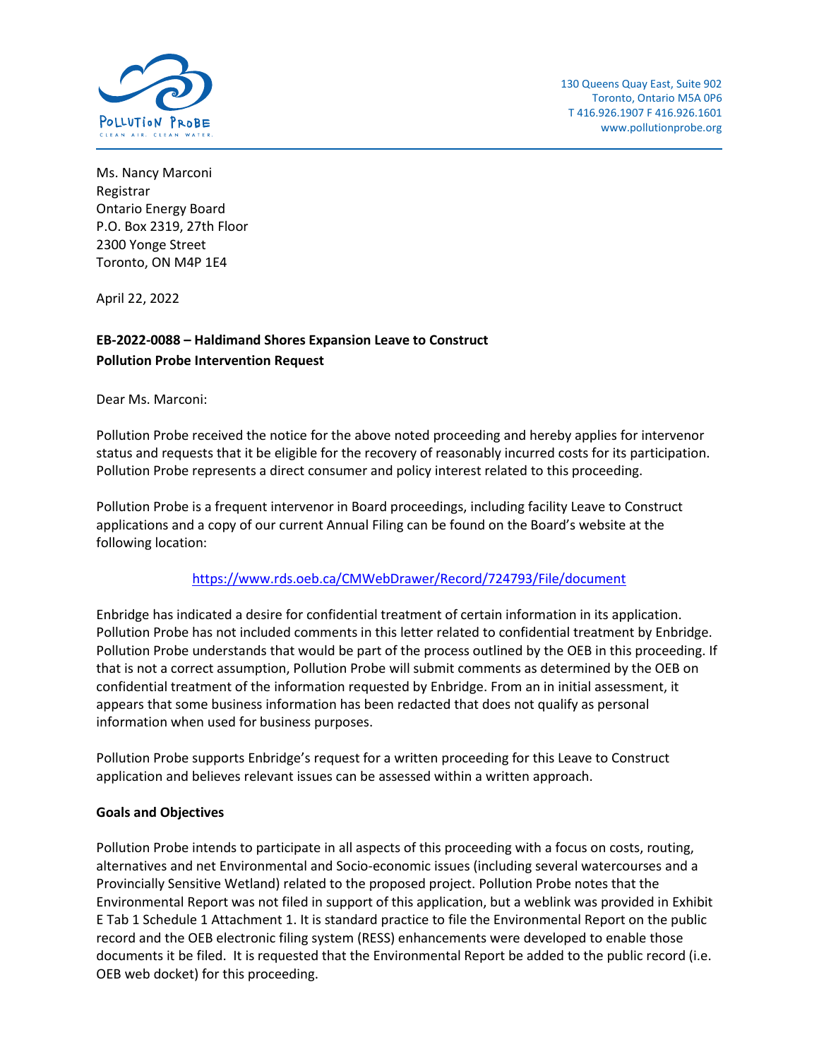POLLUTION PROBE
CLEAN AIR. CLEAN WATER.

130 Queens Quay East, Suite 902
Toronto, Ontario M5A 0P6
T 416.926.1907 F 416.926.1601
www.pollutionprobe.org

Ms. Nancy Marconi
Registrar
Ontario Energy Board
P.O. Box 2319, 27th Floor
2300 Yonge Street
Toronto, ON M4P 1E4

April 22, 2022

**EB-2022-0088 – Haldimand Shores Expansion Leave to Construct**
**Pollution Probe Intervention Request**

Dear Ms. Marconi:

Pollution Probe received the notice for the above noted proceeding and hereby applies for intervenor status and requests that it be eligible for the recovery of reasonably incurred costs for its participation. Pollution Probe represents a direct consumer and policy interest related to this proceeding.

Pollution Probe is a frequent intervenor in Board proceedings, including facility Leave to Construct applications and a copy of our current Annual Filing can be found on the Board's website at the following location:

https://www.rds.oeb.ca/CMWebDrawer/Record/724793/File/document

Enbridge has indicated a desire for confidential treatment of certain information in its application. Pollution Probe has not included comments in this letter related to confidential treatment by Enbridge. Pollution Probe understands that would be part of the process outlined by the OEB in this proceeding. If that is not a correct assumption, Pollution Probe will submit comments as determined by the OEB on confidential treatment of the information requested by Enbridge. From an in initial assessment, it appears that some business information has been redacted that does not qualify as personal information when used for business purposes.

Pollution Probe supports Enbridge's request for a written proceeding for this Leave to Construct application and believes relevant issues can be assessed within a written approach.

**Goals and Objectives**

Pollution Probe intends to participate in all aspects of this proceeding with a focus on costs, routing, alternatives and net Environmental and Socio-economic issues (including several watercourses and a Provincially Sensitive Wetland) related to the proposed project. Pollution Probe notes that the Environmental Report was not filed in support of this application, but a weblink was provided in Exhibit E Tab 1 Schedule 1 Attachment 1. It is standard practice to file the Environmental Report on the public record and the OEB electronic filing system (RESS) enhancements were developed to enable those documents it be filed. It is requested that the Environmental Report be added to the public record (i.e. OEB web docket) for this proceeding.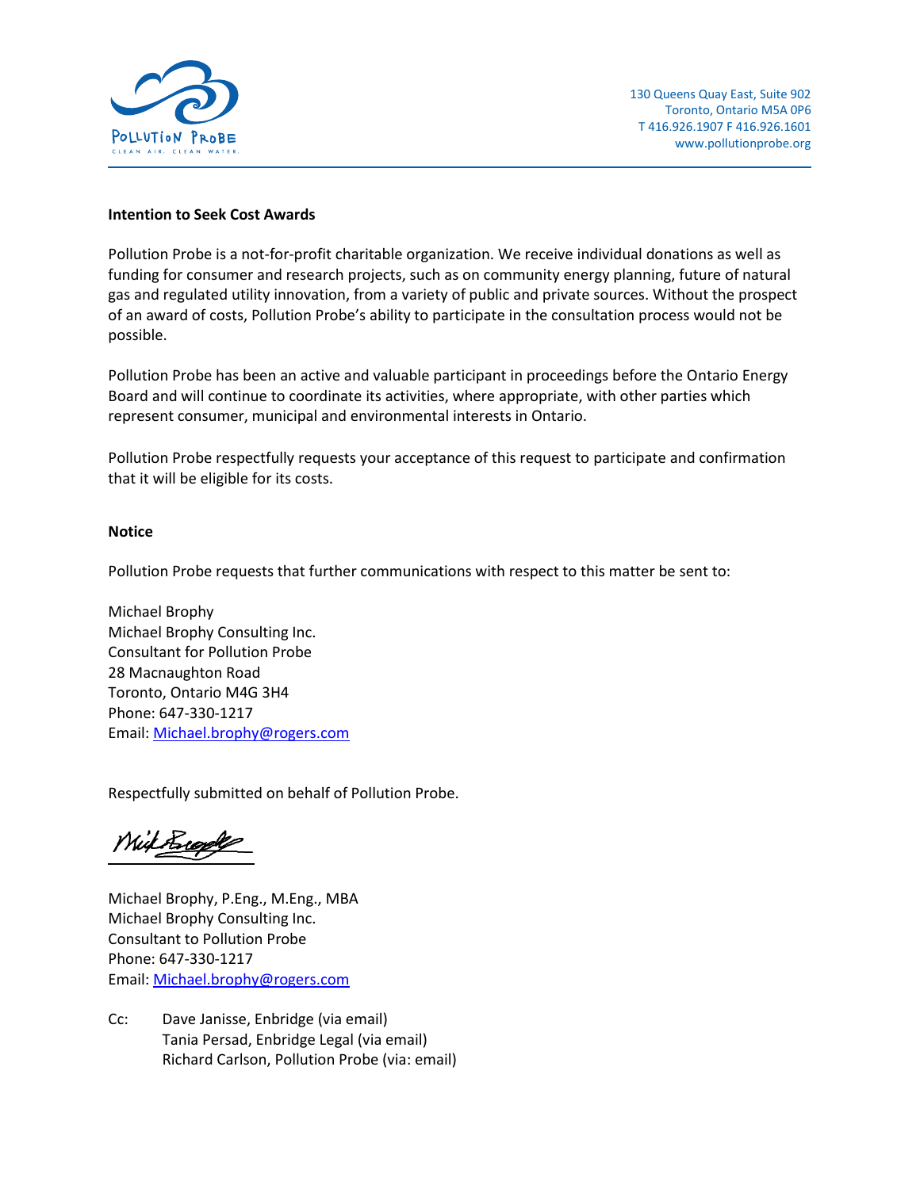130 Queens Quay East, Suite 902
Toronto, Ontario M5A 0P6
T 416.926.1907 F 416.926.1601
www.pollutionprobe.org

**Intention to Seek Cost Awards**

Pollution Probe is a not-for-profit charitable organization. We receive individual donations as well as funding for consumer and research projects, such as on community energy planning, future of natural gas and regulated utility innovation, from a variety of public and private sources. Without the prospect of an award of costs, Pollution Probe's ability to participate in the consultation process would not be possible.

Pollution Probe has been an active and valuable participant in proceedings before the Ontario Energy Board and will continue to coordinate its activities, where appropriate, with other parties which represent consumer, municipal and environmental interests in Ontario.

Pollution Probe respectfully requests your acceptance of this request to participate and confirmation that it will be eligible for its costs.

**Notice**

Pollution Probe requests that further communications with respect to this matter be sent to:

Michael Brophy
Michael Brophy Consulting Inc.
Consultant for Pollution Probe
28 Macnaughton Road
Toronto, Ontario M4G 3H4
Phone: 647-330-1217
Email: Michael.brophy@rogers.com

Respectfully submitted on behalf of Pollution Probe.

Michael Brophy, P.Eng., M.Eng., MBA
Michael Brophy Consulting Inc.
Consultant to Pollution Probe
Phone: 647-330-1217
Email: Michael.brophy@rogers.com

Cc: Dave Janisse, Enbridge (via email)
Tania Persad, Enbridge Legal (via email)
Richard Carlson, Pollution Probe (via: email)